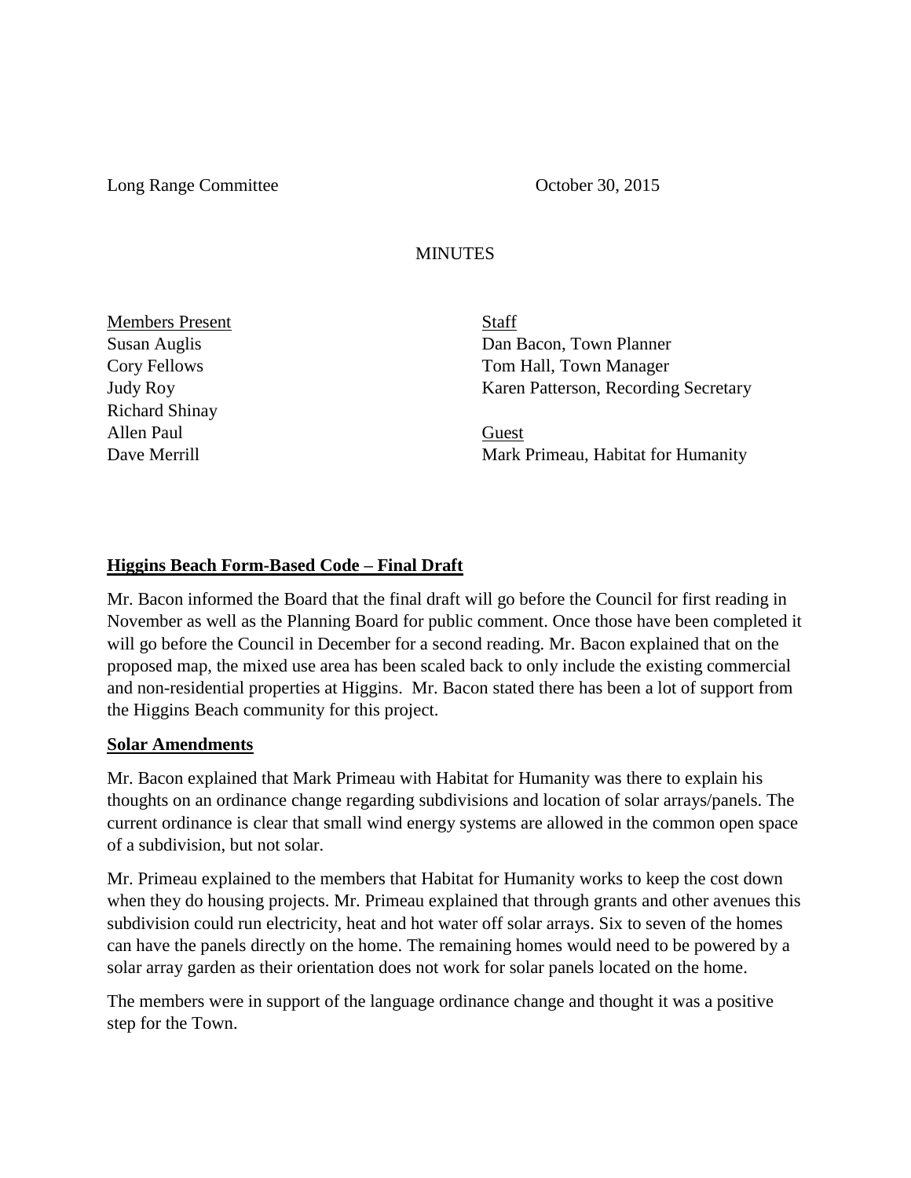Long Range Committee October 30, 2015

# MINUTES

| Members Present | Staff |
| --- | --- |
| Susan Auglis | Dan Bacon, Town Planner |
| Cory Fellows | Tom Hall, Town Manager |
| Judy Roy | Karen Patterson, Recording Secretary |
| Richard Shinay | |
| Allen Paul | Guest |
| Dave Merrill | Mark Primeau, Habitat for Humanity |

## Higgins Beach Form-Based Code – Final Draft

Mr. Bacon informed the Board that the final draft will go before the Council for first reading in November as well as the Planning Board for public comment. Once those have been completed it will go before the Council in December for a second reading. Mr. Bacon explained that on the proposed map, the mixed use area has been scaled back to only include the existing commercial and non-residential properties at Higgins. Mr. Bacon stated there has been a lot of support from the Higgins Beach community for this project.

## Solar Amendments

Mr. Bacon explained that Mark Primeau with Habitat for Humanity was there to explain his thoughts on an ordinance change regarding subdivisions and location of solar arrays/panels. The current ordinance is clear that small wind energy systems are allowed in the common open space of a subdivision, but not solar.

Mr. Primeau explained to the members that Habitat for Humanity works to keep the cost down when they do housing projects. Mr. Primeau explained that through grants and other avenues this subdivision could run electricity, heat and hot water off solar arrays. Six to seven of the homes can have the panels directly on the home. The remaining homes would need to be powered by a solar array garden as their orientation does not work for solar panels located on the home.

The members were in support of the language ordinance change and thought it was a positive step for the Town.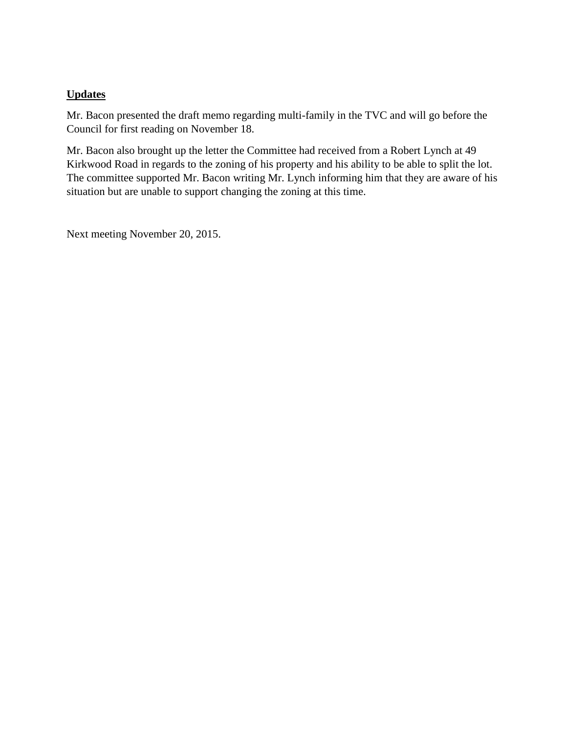**Updates**

Mr. Bacon presented the draft memo regarding multi-family in the TVC and will go before the Council for first reading on November 18.

Mr. Bacon also brought up the letter the Committee had received from a Robert Lynch at 49 Kirkwood Road in regards to the zoning of his property and his ability to be able to split the lot. The committee supported Mr. Bacon writing Mr. Lynch informing him that they are aware of his situation but are unable to support changing the zoning at this time.

Next meeting November 20, 2015.